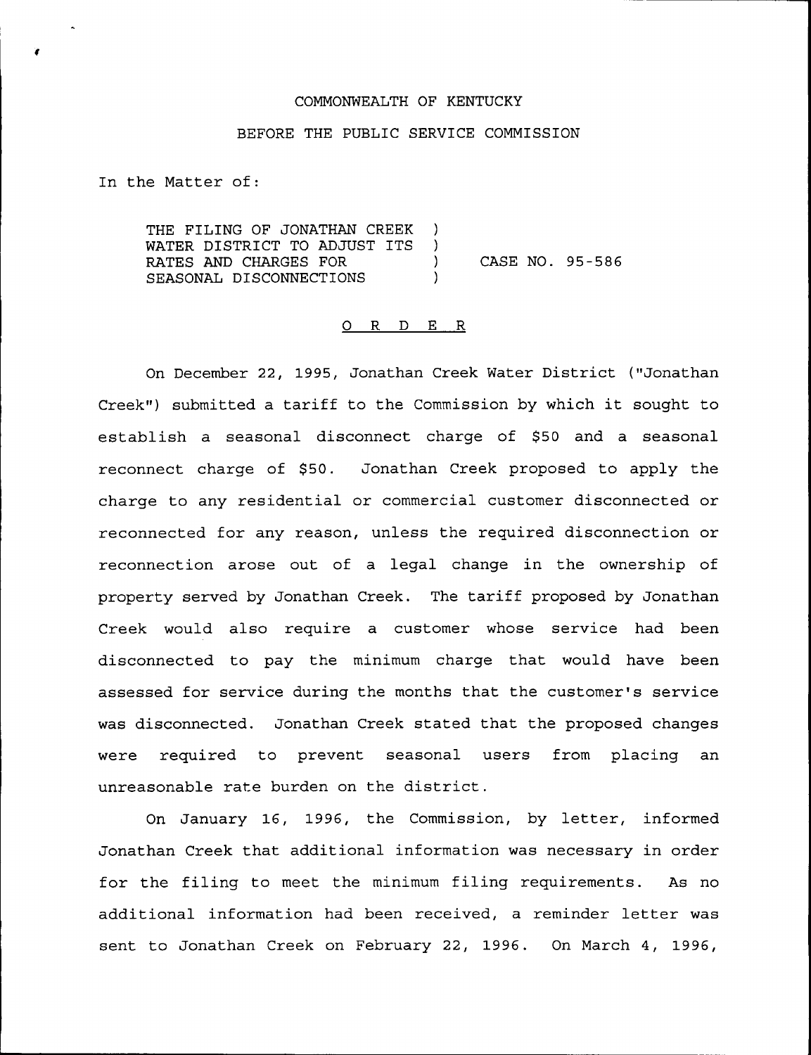COMMONWEALTH OF KENTUCKY

BEFORE THE PUBLIC SERVICE COMMISSION

In the Matter of:

| | | |
|---|---|---|
| THE FILING OF JONATHAN CREEK WATER DISTRICT TO ADJUST ITS RATES AND CHARGES FOR SEASONAL DISCONNECTIONS | ) ) ) ) | CASE NO. 95-586 |

O R D E R

On December 22, 1995, Jonathan Creek Water District ("Jonathan Creek") submitted a tariff to the Commission by which it sought to establish a seasonal disconnect charge of $50 and a seasonal reconnect charge of $50. Jonathan Creek proposed to apply the charge to any residential or commercial customer disconnected or reconnected for any reason, unless the required disconnection or reconnection arose out of a legal change in the ownership of property served by Jonathan Creek. The tariff proposed by Jonathan Creek would also require a customer whose service had been disconnected to pay the minimum charge that would have been assessed for service during the months that the customer's service was disconnected. Jonathan Creek stated that the proposed changes were required to prevent seasonal users from placing an unreasonable rate burden on the district.

On January 16, 1996, the Commission, by letter, informed Jonathan Creek that additional information was necessary in order for the filing to meet the minimum filing requirements. As no additional information had been received, a reminder letter was sent to Jonathan Creek on February 22, 1996. On March 4, 1996,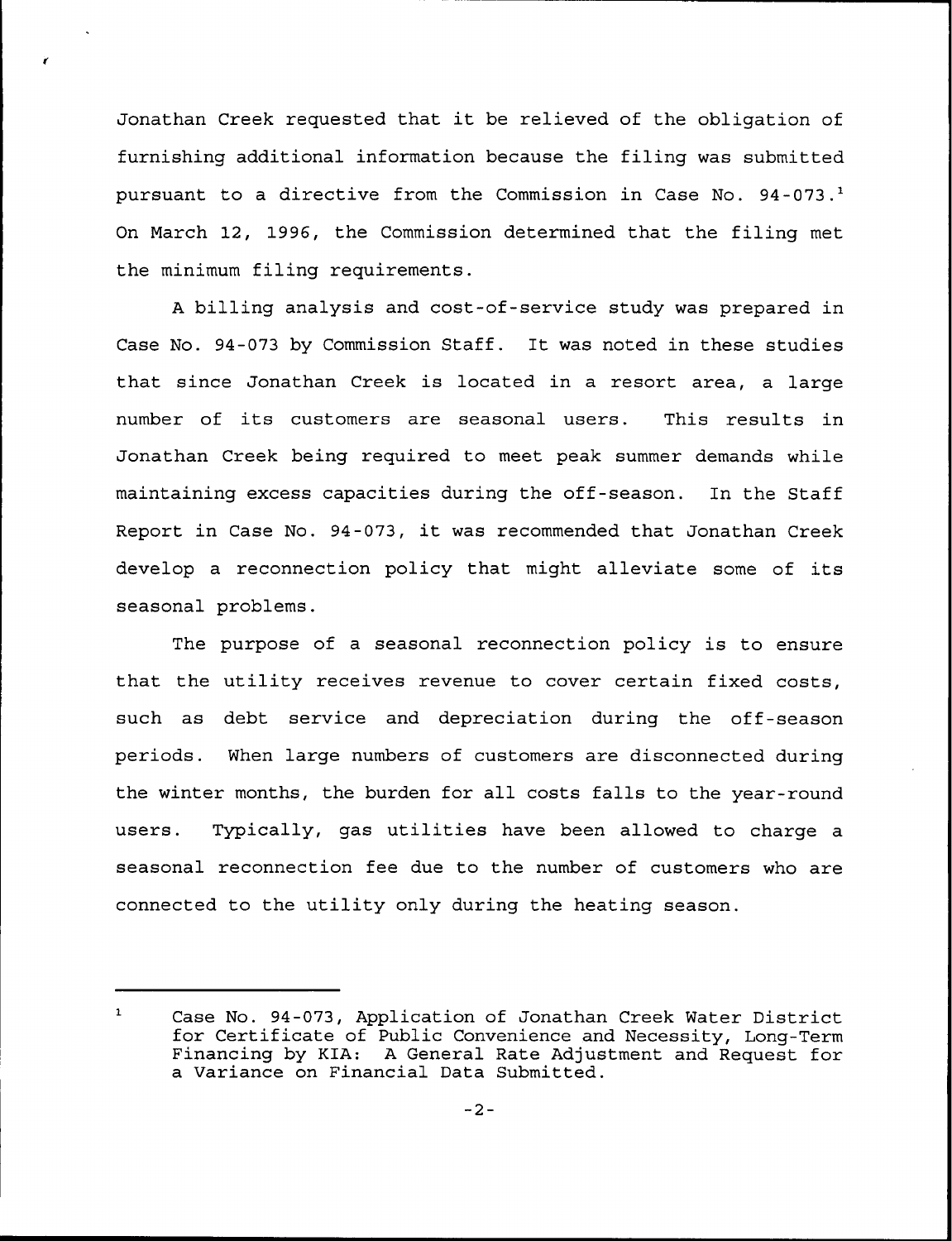Jonathan Creek requested that it be relieved of the obligation of furnishing additional information because the filing was submitted pursuant to a directive from the Commission in Case No. 94-073.[1] On March 12, 1996, the Commission determined that the filing met the minimum filing requirements.

A billing analysis and cost-of-service study was prepared in Case No. 94-073 by Commission Staff. It was noted in these studies that since Jonathan Creek is located in a resort area, a large number of its customers are seasonal users. This results in Jonathan Creek being required to meet peak summer demands while maintaining excess capacities during the off-season. In the Staff Report in Case No. 94-073, it was recommended that Jonathan Creek develop a reconnection policy that might alleviate some of its seasonal problems.

The purpose of a seasonal reconnection policy is to ensure that the utility receives revenue to cover certain fixed costs, such as debt service and depreciation during the off-season periods. When large numbers of customers are disconnected during the winter months, the burden for all costs falls to the year-round users. Typically, gas utilities have been allowed to charge a seasonal reconnection fee due to the number of customers who are connected to the utility only during the heating season.

---

[1] Case No. 94-073, Application of Jonathan Creek Water District for Certificate of Public Convenience and Necessity, Long-Term Financing by KIA: A General Rate Adjustment and Request for a Variance on Financial Data Submitted.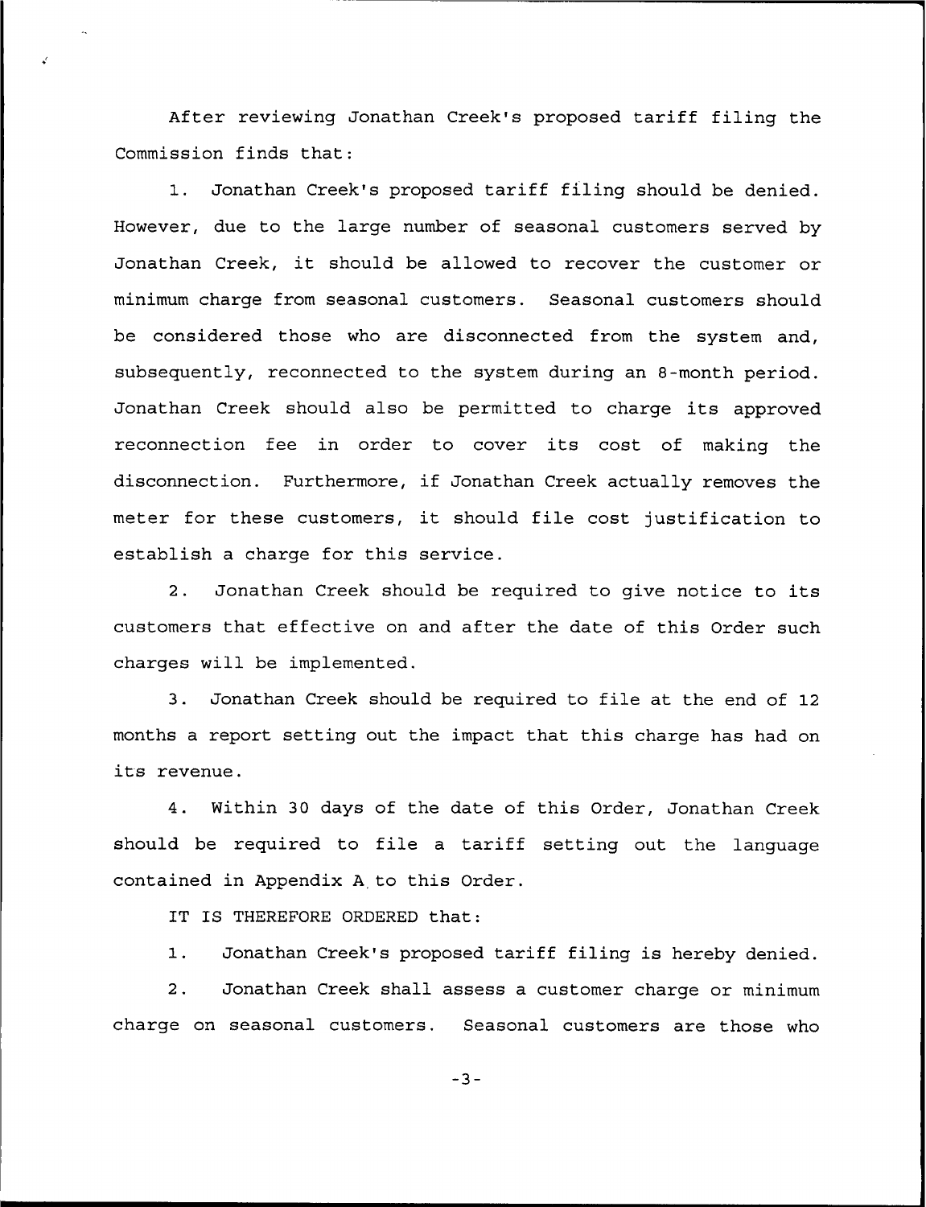After reviewing Jonathan Creek's proposed tariff filing the Commission finds that:

1. Jonathan Creek's proposed tariff filing should be denied. However, due to the large number of seasonal customers served by Jonathan Creek, it should be allowed to recover the customer or minimum charge from seasonal customers. Seasonal customers should be considered those who are disconnected from the system and, subsequently, reconnected to the system during an 8-month period. Jonathan Creek should also be permitted to charge its approved reconnection fee in order to cover its cost of making the disconnection. Furthermore, if Jonathan Creek actually removes the meter for these customers, it should file cost justification to establish a charge for this service.

2. Jonathan Creek should be required to give notice to its customers that effective on and after the date of this Order such charges will be implemented.

3. Jonathan Creek should be required to file at the end of 12 months a report setting out the impact that this charge has had on its revenue.

4. Within 30 days of the date of this Order, Jonathan Creek should be required to file a tariff setting out the language contained in Appendix A to this Order.

IT IS THEREFORE ORDERED that:

1. Jonathan Creek's proposed tariff filing is hereby denied.

2. Jonathan Creek shall assess a customer charge or minimum charge on seasonal customers. Seasonal customers are those who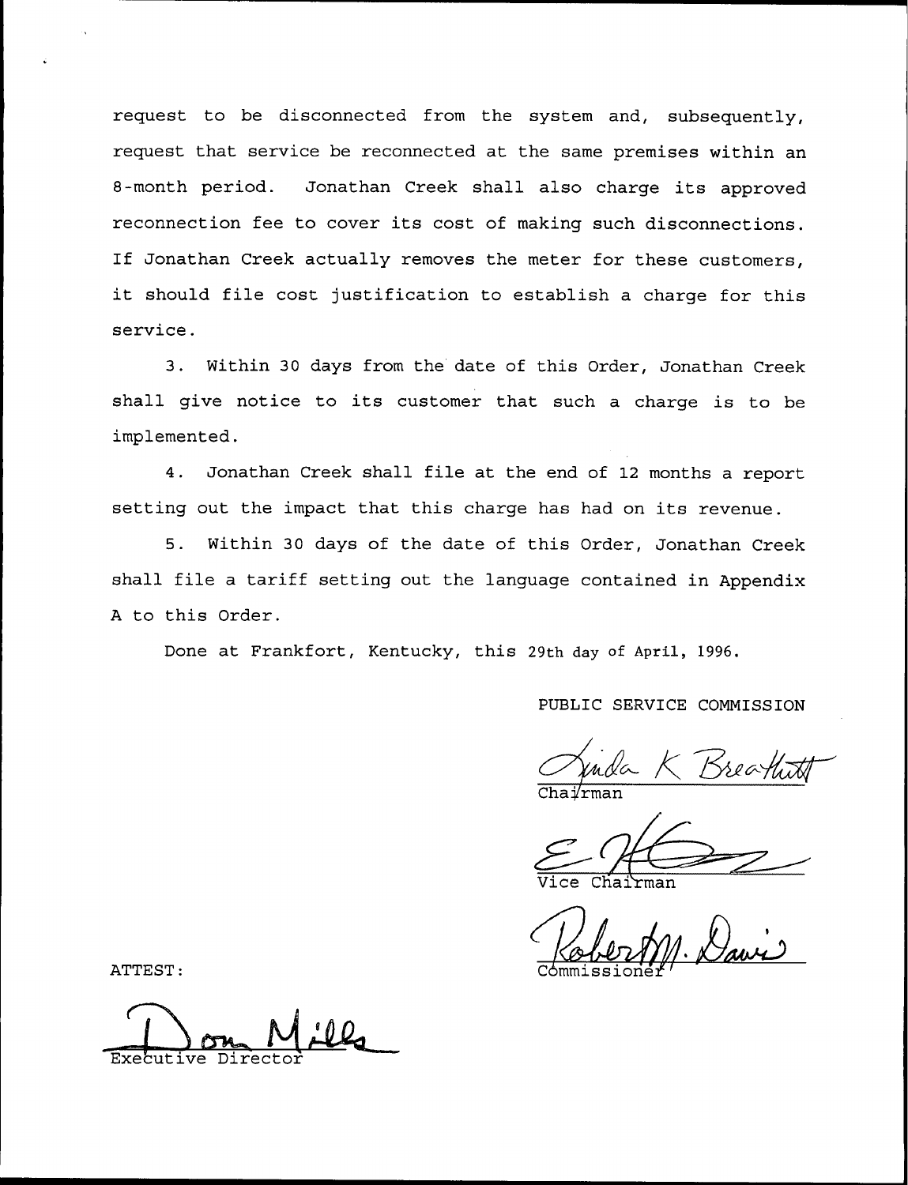request to be disconnected from the system and, subsequently, request that service be reconnected at the same premises within an 8-month period. Jonathan Creek shall also charge its approved reconnection fee to cover its cost of making such disconnections. If Jonathan Creek actually removes the meter for these customers, it should file cost justification to establish a charge for this service.

3. Within 30 days from the date of this Order, Jonathan Creek shall give notice to its customer that such a charge is to be implemented.

4. Jonathan Creek shall file at the end of 12 months a report setting out the impact that this charge has had on its revenue.

5. Within 30 days of the date of this Order, Jonathan Creek shall file a tariff setting out the language contained in Appendix A to this Order.

Done at Frankfort, Kentucky, this 29th day of April, 1996.

PUBLIC SERVICE COMMISSION

Linda K Breathitt
Chairman

Vice Chairman

Robert M. Davis
Commissioner

ATTEST:

Don Mills
Executive Director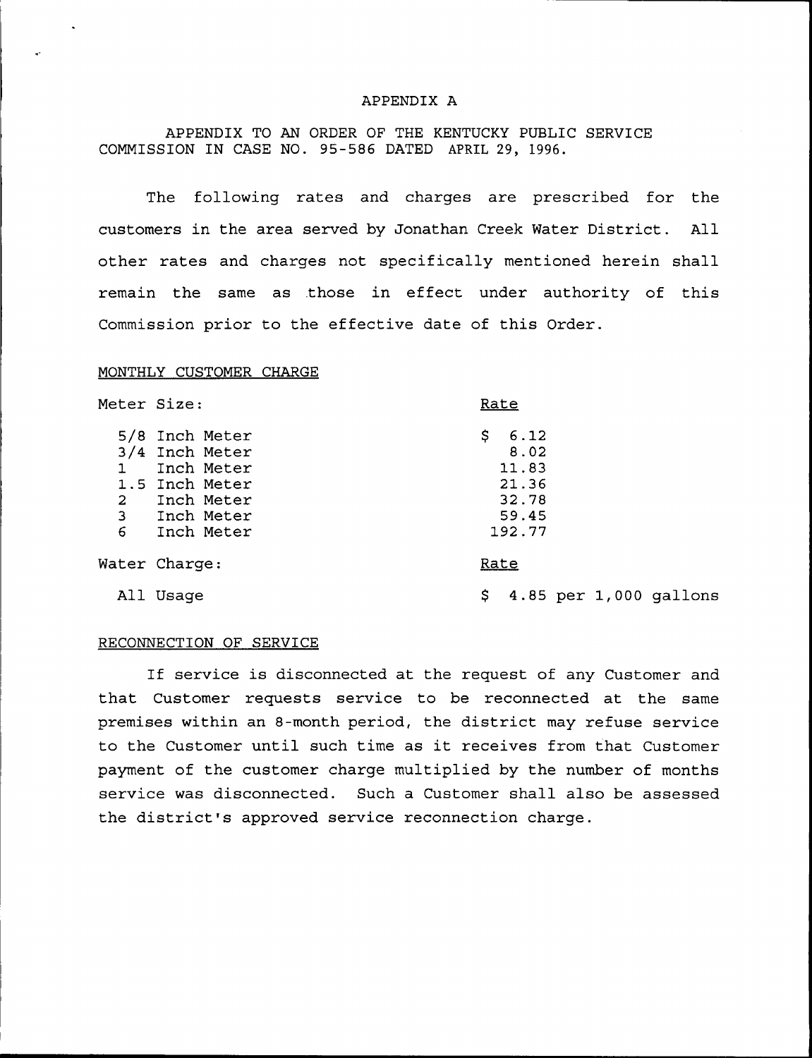# APPENDIX A

APPENDIX TO AN ORDER OF THE KENTUCKY PUBLIC SERVICE COMMISSION IN CASE NO. 95-586 DATED APRIL 29, 1996.

The following rates and charges are prescribed for the customers in the area served by Jonathan Creek Water District. All other rates and charges not specifically mentioned herein shall remain the same as those in effect under authority of this Commission prior to the effective date of this Order.

## MONTHLY CUSTOMER CHARGE

| Meter Size: | Rate |
| --- | --- |
| 5/8 Inch Meter | $ 6.12 |
| 3/4 Inch Meter | 8.02 |
| 1 Inch Meter | 11.83 |
| 1.5 Inch Meter | 21.36 |
| 2 Inch Meter | 32.78 |
| 3 Inch Meter | 59.45 |
| 6 Inch Meter | 192.77 |

| Water Charge: | Rate |
| --- | --- |
| All Usage | $ 4.85 per 1,000 gallons |

## RECONNECTION OF SERVICE

If service is disconnected at the request of any Customer and that Customer requests service to be reconnected at the same premises within an 8-month period, the district may refuse service to the Customer until such time as it receives from that Customer payment of the customer charge multiplied by the number of months service was disconnected. Such a Customer shall also be assessed the district's approved service reconnection charge.